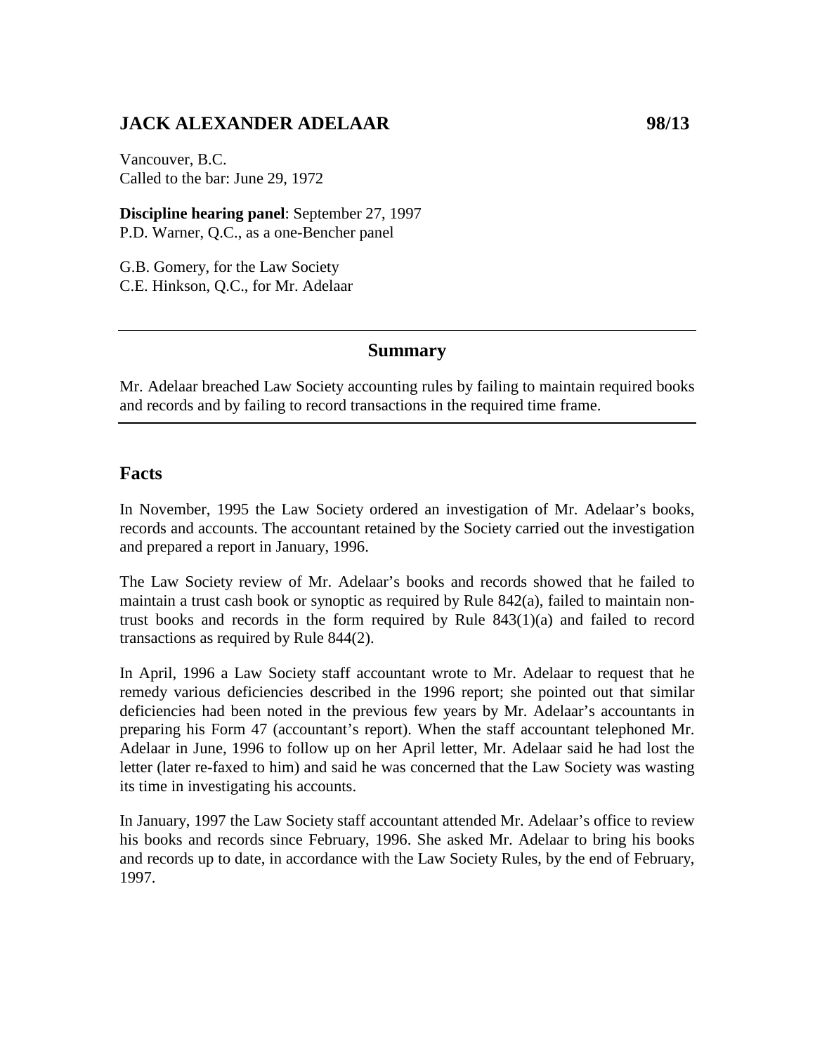# JACK ALEXANDER ADELAAR 98/13

Vancouver, B.C.
Called to the bar: June 29, 1972

**Discipline hearing panel**: September 27, 1997
P.D. Warner, Q.C., as a one-Bencher panel

G.B. Gomery, for the Law Society
C.E. Hinkson, Q.C., for Mr. Adelaar

---

## Summary

Mr. Adelaar breached Law Society accounting rules by failing to maintain required books and records and by failing to record transactions in the required time frame.

---

## Facts

In November, 1995 the Law Society ordered an investigation of Mr. Adelaar's books, records and accounts. The accountant retained by the Society carried out the investigation and prepared a report in January, 1996.

The Law Society review of Mr. Adelaar's books and records showed that he failed to maintain a trust cash book or synoptic as required by Rule 842(a), failed to maintain non-trust books and records in the form required by Rule 843(1)(a) and failed to record transactions as required by Rule 844(2).

In April, 1996 a Law Society staff accountant wrote to Mr. Adelaar to request that he remedy various deficiencies described in the 1996 report; she pointed out that similar deficiencies had been noted in the previous few years by Mr. Adelaar's accountants in preparing his Form 47 (accountant's report). When the staff accountant telephoned Mr. Adelaar in June, 1996 to follow up on her April letter, Mr. Adelaar said he had lost the letter (later re-faxed to him) and said he was concerned that the Law Society was wasting its time in investigating his accounts.

In January, 1997 the Law Society staff accountant attended Mr. Adelaar's office to review his books and records since February, 1996. She asked Mr. Adelaar to bring his books and records up to date, in accordance with the Law Society Rules, by the end of February, 1997.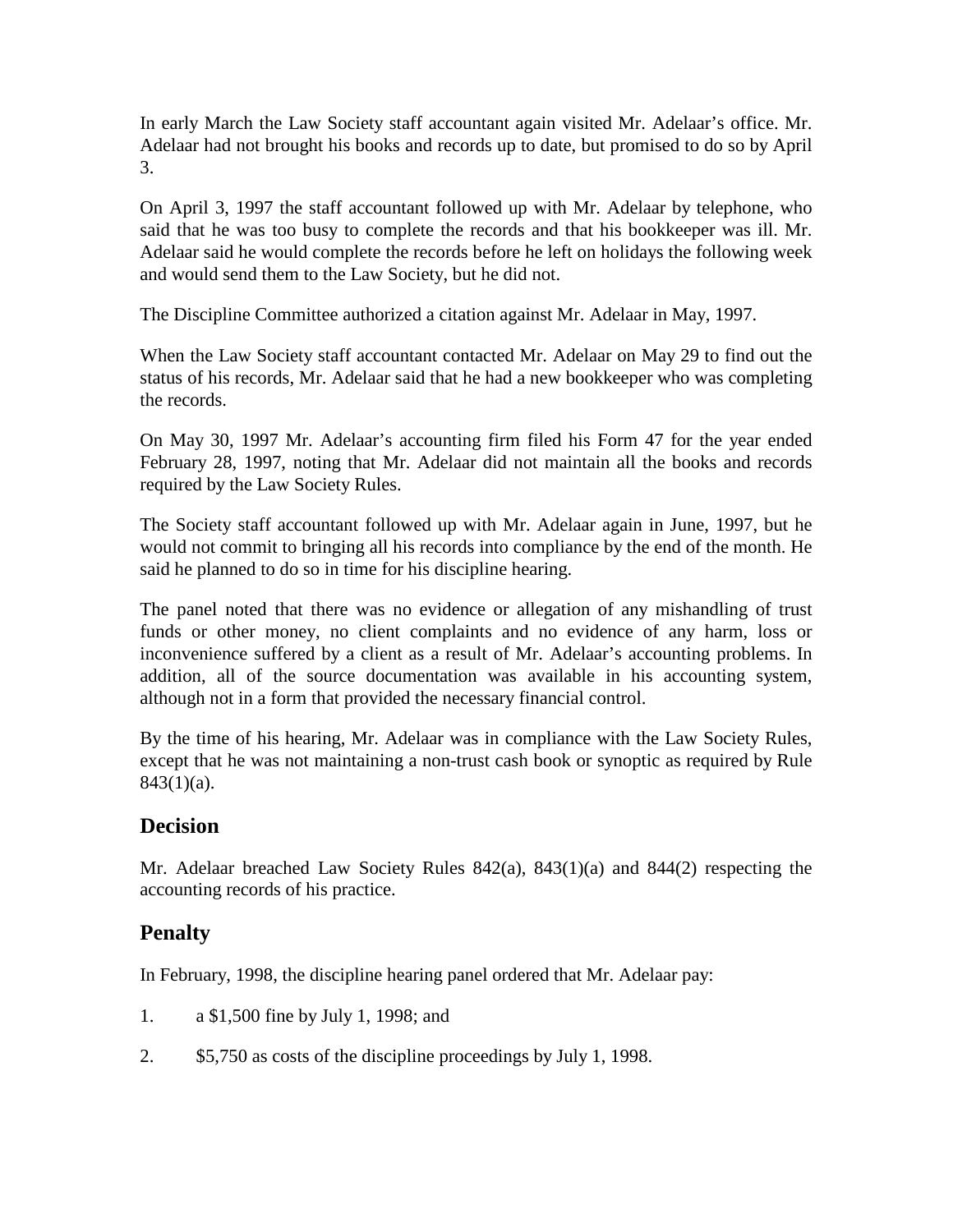In early March the Law Society staff accountant again visited Mr. Adelaar's office. Mr. Adelaar had not brought his books and records up to date, but promised to do so by April 3.

On April 3, 1997 the staff accountant followed up with Mr. Adelaar by telephone, who said that he was too busy to complete the records and that his bookkeeper was ill. Mr. Adelaar said he would complete the records before he left on holidays the following week and would send them to the Law Society, but he did not.

The Discipline Committee authorized a citation against Mr. Adelaar in May, 1997.

When the Law Society staff accountant contacted Mr. Adelaar on May 29 to find out the status of his records, Mr. Adelaar said that he had a new bookkeeper who was completing the records.

On May 30, 1997 Mr. Adelaar's accounting firm filed his Form 47 for the year ended February 28, 1997, noting that Mr. Adelaar did not maintain all the books and records required by the Law Society Rules.

The Society staff accountant followed up with Mr. Adelaar again in June, 1997, but he would not commit to bringing all his records into compliance by the end of the month. He said he planned to do so in time for his discipline hearing.

The panel noted that there was no evidence or allegation of any mishandling of trust funds or other money, no client complaints and no evidence of any harm, loss or inconvenience suffered by a client as a result of Mr. Adelaar's accounting problems. In addition, all of the source documentation was available in his accounting system, although not in a form that provided the necessary financial control.

By the time of his hearing, Mr. Adelaar was in compliance with the Law Society Rules, except that he was not maintaining a non-trust cash book or synoptic as required by Rule 843(1)(a).

## Decision

Mr. Adelaar breached Law Society Rules 842(a), 843(1)(a) and 844(2) respecting the accounting records of his practice.

## Penalty

In February, 1998, the discipline hearing panel ordered that Mr. Adelaar pay:

1. a $1,500 fine by July 1, 1998; and
2. $5,750 as costs of the discipline proceedings by July 1, 1998.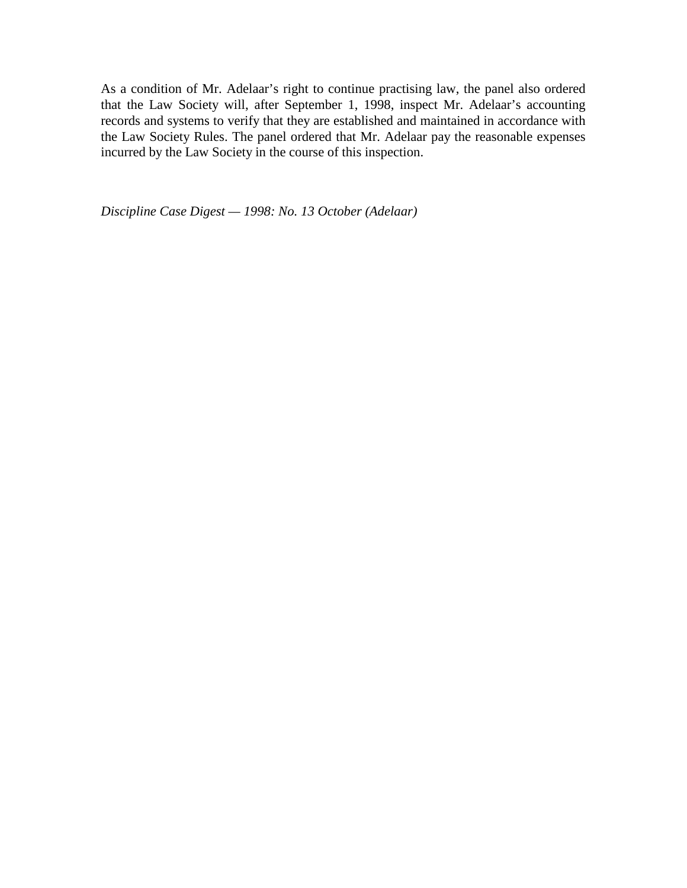As a condition of Mr. Adelaar's right to continue practising law, the panel also ordered that the Law Society will, after September 1, 1998, inspect Mr. Adelaar's accounting records and systems to verify that they are established and maintained in accordance with the Law Society Rules. The panel ordered that Mr. Adelaar pay the reasonable expenses incurred by the Law Society in the course of this inspection.

*Discipline Case Digest — 1998: No. 13 October (Adelaar)*